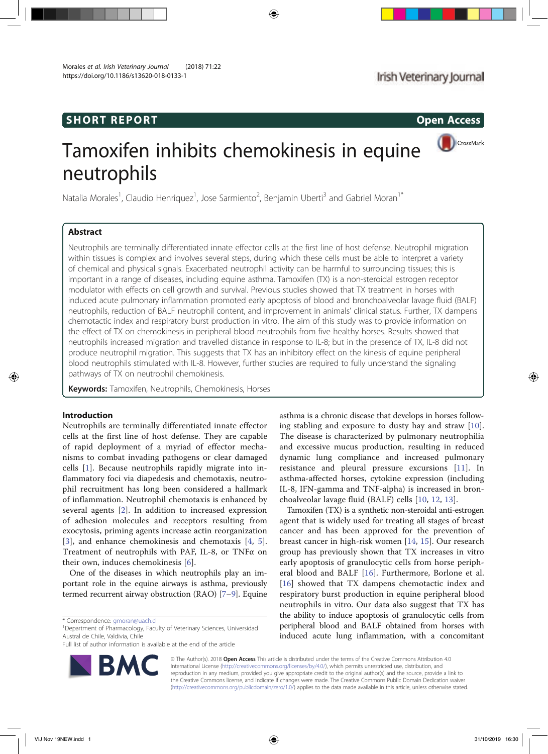SHORT REPORT

Open Access

# Tamoxifen inhibits chemokinesis in equine neutrophils

Natalia Morales[1], Claudio Henriquez[1], Jose Sarmiento[2], Benjamin Uberti[3] and Gabriel Moran[1*]

## Abstract

Neutrophils are terminally differentiated innate effector cells at the first line of host defense. Neutrophil migration within tissues is complex and involves several steps, during which these cells must be able to interpret a variety of chemical and physical signals. Exacerbated neutrophil activity can be harmful to surrounding tissues; this is important in a range of diseases, including equine asthma. Tamoxifen (TX) is a non-steroidal estrogen receptor modulator with effects on cell growth and survival. Previous studies showed that TX treatment in horses with induced acute pulmonary inflammation promoted early apoptosis of blood and bronchoalveolar lavage fluid (BALF) neutrophils, reduction of BALF neutrophil content, and improvement in animals' clinical status. Further, TX dampens chemotactic index and respiratory burst production in vitro. The aim of this study was to provide information on the effect of TX on chemokinesis in peripheral blood neutrophils from five healthy horses. Results showed that neutrophils increased migration and travelled distance in response to IL-8; but in the presence of TX, IL-8 did not produce neutrophil migration. This suggests that TX has an inhibitory effect on the kinesis of equine peripheral blood neutrophils stimulated with IL-8. However, further studies are required to fully understand the signaling pathways of TX on neutrophil chemokinesis.

**Keywords:** Tamoxifen, Neutrophils, Chemokinesis, Horses

## Introduction

Neutrophils are terminally differentiated innate effector cells at the first line of host defense. They are capable of rapid deployment of a myriad of effector mechanisms to combat invading pathogens or clear damaged cells [1]. Because neutrophils rapidly migrate into inflammatory foci via diapedesis and chemotaxis, neutrophil recruitment has long been considered a hallmark of inflammation. Neutrophil chemotaxis is enhanced by several agents [2]. In addition to increased expression of adhesion molecules and receptors resulting from exocytosis, priming agents increase actin reorganization [3], and enhance chemokinesis and chemotaxis [4, 5]. Treatment of neutrophils with PAF, IL-8, or TNFα on their own, induces chemokinesis [6].

One of the diseases in which neutrophils play an important role in the equine airways is asthma, previously termed recurrent airway obstruction (RAO) [7–9]. Equine asthma is a chronic disease that develops in horses following stabling and exposure to dusty hay and straw [10]. The disease is characterized by pulmonary neutrophilia and excessive mucus production, resulting in reduced dynamic lung compliance and increased pulmonary resistance and pleural pressure excursions [11]. In asthma-affected horses, cytokine expression (including IL-8, IFN-gamma and TNF-alpha) is increased in bronchoalveolar lavage fluid (BALF) cells [10, 12, 13].

Tamoxifen (TX) is a synthetic non-steroidal anti-estrogen agent that is widely used for treating all stages of breast cancer and has been approved for the prevention of breast cancer in high-risk women [14, 15]. Our research group has previously shown that TX increases in vitro early apoptosis of granulocytic cells from horse peripheral blood and BALF [16]. Furthermore, Borlone et al. [16] showed that TX dampens chemotactic index and respiratory burst production in equine peripheral blood neutrophils in vitro. Our data also suggest that TX has the ability to induce apoptosis of granulocytic cells from peripheral blood and BALF obtained from horses with induced acute lung inflammation, with a concomitant

\* Correspondence: gmoran@uach.cl
[1]Department of Pharmacology, Faculty of Veterinary Sciences, Universidad Austral de Chile, Valdivia, Chile
Full list of author information is available at the end of the article

© The Author(s). 2018 **Open Access** This article is distributed under the terms of the Creative Commons Attribution 4.0 International License (http://creativecommons.org/licenses/by/4.0/), which permits unrestricted use, distribution, and reproduction in any medium, provided you give appropriate credit to the original author(s) and the source, provide a link to the Creative Commons license, and indicate if changes were made. The Creative Commons Public Domain Dedication waiver (http://creativecommons.org/publicdomain/zero/1.0/) applies to the data made available in this article, unless otherwise stated.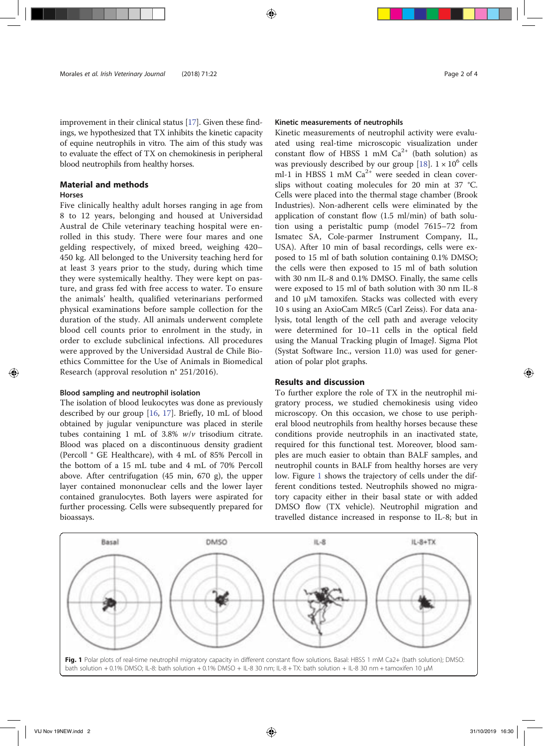improvement in their clinical status [17]. Given these findings, we hypothesized that TX inhibits the kinetic capacity of equine neutrophils in vitro. The aim of this study was to evaluate the effect of TX on chemokinesis in peripheral blood neutrophils from healthy horses.

## Material and methods

### Horses

Five clinically healthy adult horses ranging in age from 8 to 12 years, belonging and housed at Universidad Austral de Chile veterinary teaching hospital were enrolled in this study. There were four mares and one gelding respectively, of mixed breed, weighing 420–450 kg. All belonged to the University teaching herd for at least 3 years prior to the study, during which time they were systemically healthy. They were kept on pasture, and grass fed with free access to water. To ensure the animals' health, qualified veterinarians performed physical examinations before sample collection for the duration of the study. All animals underwent complete blood cell counts prior to enrolment in the study, in order to exclude subclinical infections. All procedures were approved by the Universidad Austral de Chile Bioethics Committee for the Use of Animals in Biomedical Research (approval resolution n° 251/2016).

### Blood sampling and neutrophil isolation

The isolation of blood leukocytes was done as previously described by our group [16, 17]. Briefly, 10 mL of blood obtained by jugular venipuncture was placed in sterile tubes containing 1 mL of 3.8% *w*/*v* trisodium citrate. Blood was placed on a discontinuous density gradient (Percoll ® GE Healthcare), with 4 mL of 85% Percoll in the bottom of a 15 mL tube and 4 mL of 70% Percoll above. After centrifugation (45 min, 670 g), the upper layer contained mononuclear cells and the lower layer contained granulocytes. Both layers were aspirated for further processing. Cells were subsequently prepared for bioassays.

### Kinetic measurements of neutrophils

Kinetic measurements of neutrophil activity were evaluated using real-time microscopic visualization under constant flow of HBSS 1 mM $Ca^{2+}$ (bath solution) as was previously described by our group [18]. $1 \times 10^6$ cells ml-1 in HBSS 1 mM $Ca^{2+}$ were seeded in clean coverslips without coating molecules for 20 min at 37 °C. Cells were placed into the thermal stage chamber (Brook Industries). Non-adherent cells were eliminated by the application of constant flow (1.5 ml/min) of bath solution using a peristaltic pump (model 7615–72 from Ismatec SA, Cole-parmer Instrument Company, IL, USA). After 10 min of basal recordings, cells were exposed to 15 ml of bath solution containing 0.1% DMSO; the cells were then exposed to 15 ml of bath solution with 30 nm IL-8 and 0.1% DMSO. Finally, the same cells were exposed to 15 ml of bath solution with 30 nm IL-8 and 10 μM tamoxifen. Stacks was collected with every 10 s using an AxioCam MRc5 (Carl Zeiss). For data analysis, total length of the cell path and average velocity were determined for 10–11 cells in the optical field using the Manual Tracking plugin of ImageJ. Sigma Plot (Systat Software Inc., version 11.0) was used for generation of polar plot graphs.

## Results and discussion

To further explore the role of TX in the neutrophil migratory process, we studied chemokinesis using video microscopy. On this occasion, we chose to use peripheral blood neutrophils from healthy horses because these conditions provide neutrophils in an inactivated state, required for this functional test. Moreover, blood samples are much easier to obtain than BALF samples, and neutrophil counts in BALF from healthy horses are very low. Figure 1 shows the trajectory of cells under the different conditions tested. Neutrophils showed no migratory capacity either in their basal state or with added DMSO flow (TX vehicle). Neutrophil migration and travelled distance increased in response to IL-8; but in

**Fig. 1** Polar plots of real-time neutrophil migratory capacity in different constant flow solutions. Basal: HBSS 1 mM Ca2+ (bath solution); DMSO: bath solution + 0.1% DMSO; IL-8: bath solution + 0.1% DMSO + IL-8 30 nm; IL-8 + TX: bath solution + IL-8 30 nm + tamoxifen 10 μM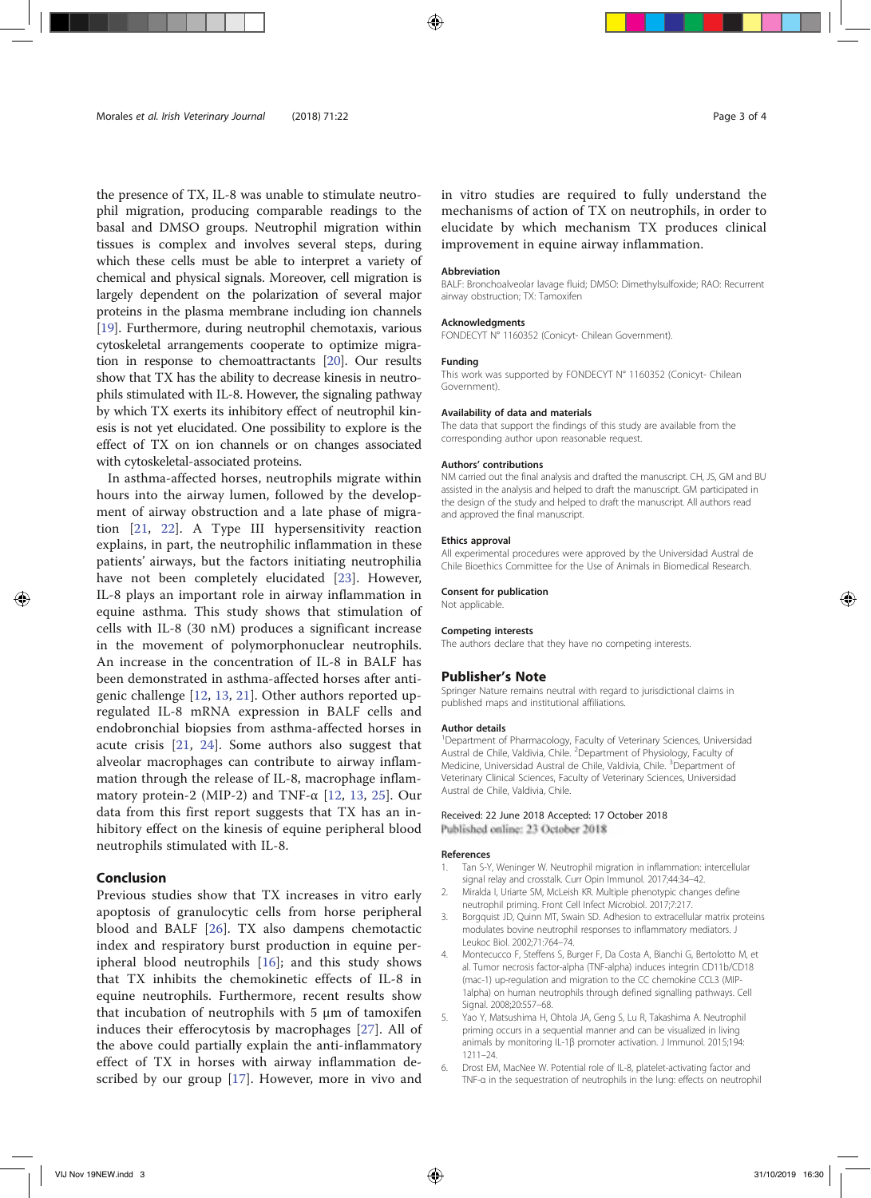the presence of TX, IL-8 was unable to stimulate neutrophil migration, producing comparable readings to the basal and DMSO groups. Neutrophil migration within tissues is complex and involves several steps, during which these cells must be able to interpret a variety of chemical and physical signals. Moreover, cell migration is largely dependent on the polarization of several major proteins in the plasma membrane including ion channels [19]. Furthermore, during neutrophil chemotaxis, various cytoskeletal arrangements cooperate to optimize migration in response to chemoattractants [20]. Our results show that TX has the ability to decrease kinesis in neutrophils stimulated with IL-8. However, the signaling pathway by which TX exerts its inhibitory effect of neutrophil kinesis is not yet elucidated. One possibility to explore is the effect of TX on ion channels or on changes associated with cytoskeletal-associated proteins.

In asthma-affected horses, neutrophils migrate within hours into the airway lumen, followed by the development of airway obstruction and a late phase of migration [21, 22]. A Type III hypersensitivity reaction explains, in part, the neutrophilic inflammation in these patients' airways, but the factors initiating neutrophilia have not been completely elucidated [23]. However, IL-8 plays an important role in airway inflammation in equine asthma. This study shows that stimulation of cells with IL-8 (30 nM) produces a significant increase in the movement of polymorphonuclear neutrophils. An increase in the concentration of IL-8 in BALF has been demonstrated in asthma-affected horses after antigenic challenge [12, 13, 21]. Other authors reported up-regulated IL-8 mRNA expression in BALF cells and endobronchial biopsies from asthma-affected horses in acute crisis [21, 24]. Some authors also suggest that alveolar macrophages can contribute to airway inflammation through the release of IL-8, macrophage inflammatory protein-2 (MIP-2) and TNF-α [12, 13, 25]. Our data from this first report suggests that TX has an inhibitory effect on the kinesis of equine peripheral blood neutrophils stimulated with IL-8.

## Conclusion

Previous studies show that TX increases in vitro early apoptosis of granulocytic cells from horse peripheral blood and BALF [26]. TX also dampens chemotactic index and respiratory burst production in equine peripheral blood neutrophils [16]; and this study shows that TX inhibits the chemokinetic effects of IL-8 in equine neutrophils. Furthermore, recent results show that incubation of neutrophils with 5 μm of tamoxifen induces their efferocytosis by macrophages [27]. All of the above could partially explain the anti-inflammatory effect of TX in horses with airway inflammation described by our group [17]. However, more in vivo and in vitro studies are required to fully understand the mechanisms of action of TX on neutrophils, in order to elucidate by which mechanism TX produces clinical improvement in equine airway inflammation.

### Abbreviation

BALF: Bronchoalveolar lavage fluid; DMSO: Dimethylsulfoxide; RAO: Recurrent airway obstruction; TX: Tamoxifen

### Acknowledgments

FONDECYT N° 1160352 (Conicyt- Chilean Government).

### Funding

This work was supported by FONDECYT N° 1160352 (Conicyt- Chilean Government).

### Availability of data and materials

The data that support the findings of this study are available from the corresponding author upon reasonable request.

### Authors' contributions

NM carried out the final analysis and drafted the manuscript. CH, JS, GM and BU assisted in the analysis and helped to draft the manuscript. GM participated in the design of the study and helped to draft the manuscript. All authors read and approved the final manuscript.

### Ethics approval

All experimental procedures were approved by the Universidad Austral de Chile Bioethics Committee for the Use of Animals in Biomedical Research.

### Consent for publication

Not applicable.

### Competing interests

The authors declare that they have no competing interests.

## Publisher's Note

Springer Nature remains neutral with regard to jurisdictional claims in published maps and institutional affiliations.

### Author details

[1]Department of Pharmacology, Faculty of Veterinary Sciences, Universidad Austral de Chile, Valdivia, Chile. [2]Department of Physiology, Faculty of Medicine, Universidad Austral de Chile, Valdivia, Chile. [3]Department of Veterinary Clinical Sciences, Faculty of Veterinary Sciences, Universidad Austral de Chile, Valdivia, Chile.

Received: 22 June 2018 Accepted: 17 October 2018
Published online: 23 October 2018

### References

1. Tan S-Y, Weninger W. Neutrophil migration in inflammation: intercellular signal relay and crosstalk. Curr Opin Immunol. 2017;44:34–42.
2. Miralda I, Uriarte SM, McLeish KR. Multiple phenotypic changes define neutrophil priming. Front Cell Infect Microbiol. 2017;7:217.
3. Borgquist JD, Quinn MT, Swain SD. Adhesion to extracellular matrix proteins modulates bovine neutrophil responses to inflammatory mediators. J Leukoc Biol. 2002;71:764–74.
4. Montecucco F, Steffens S, Burger F, Da Costa A, Bianchi G, Bertolotto M, et al. Tumor necrosis factor-alpha (TNF-alpha) induces integrin CD11b/CD18 (mac-1) up-regulation and migration to the CC chemokine CCL3 (MIP-1alpha) on human neutrophils through defined signalling pathways. Cell Signal. 2008;20:557–68.
5. Yao Y, Matsushima H, Ohtola JA, Geng S, Lu R, Takashima A. Neutrophil priming occurs in a sequential manner and can be visualized in living animals by monitoring IL-1β promoter activation. J Immunol. 2015;194:1211–24.
6. Drost EM, MacNee W. Potential role of IL-8, platelet-activating factor and TNF-α in the sequestration of neutrophils in the lung: effects on neutrophil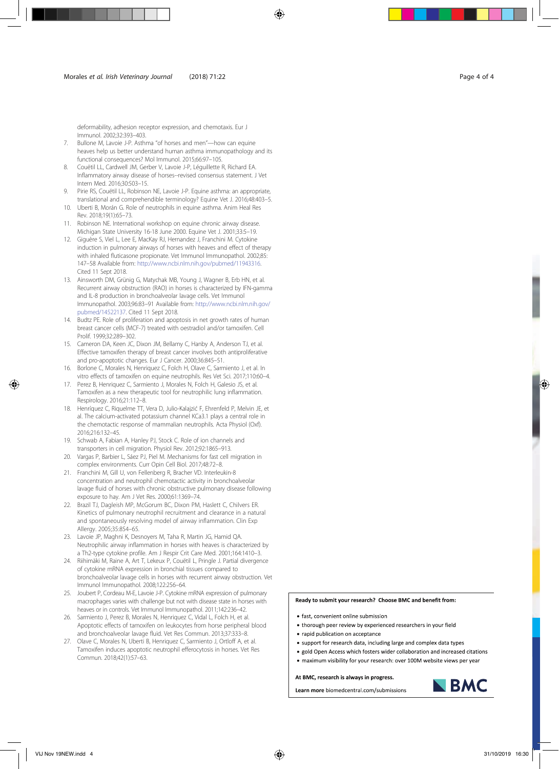deformability, adhesion receptor expression, and chemotaxis. Eur J Immunol. 2002;32:393–403.

7. Bullone M, Lavoie J-P. Asthma "of horses and men"—how can equine heaves help us better understand human asthma immunopathology and its functional consequences? Mol Immunol. 2015;66:97–105.
8. Couëtil LL, Cardwell JM, Gerber V, Lavoie J-P, Léguillette R, Richard EA. Inflammatory airway disease of horses--revised consensus statement. J Vet Intern Med. 2016;30:503–15.
9. Pirie RS, Couëtil LL, Robinson NE, Lavoie J-P. Equine asthma: an appropriate, translational and comprehendible terminology? Equine Vet J. 2016;48:403–5.
10. Uberti B, Morán G. Role of neutrophils in equine asthma. Anim Heal Res Rev. 2018;19(1):65–73.
11. Robinson NE. International workshop on equine chronic airway disease. Michigan State University 16-18 June 2000. Equine Vet J. 2001;33:5–19.
12. Giguère S, Viel L, Lee E, MacKay RJ, Hernandez J, Franchini M. Cytokine induction in pulmonary airways of horses with heaves and effect of therapy with inhaled fluticasone propionate. Vet Immunol Immunopathol. 2002;85: 147–58 Available from: http://www.ncbi.nlm.nih.gov/pubmed/11943316. Cited 11 Sept 2018.
13. Ainsworth DM, Grünig G, Matychak MB, Young J, Wagner B, Erb HN, et al. Recurrent airway obstruction (RAO) in horses is characterized by IFN-gamma and IL-8 production in bronchoalveolar lavage cells. Vet Immunol Immunopathol. 2003;96:83–91 Available from: http://www.ncbi.nlm.nih.gov/pubmed/14522137. Cited 11 Sept 2018.
14. Budtz PE. Role of proliferation and apoptosis in net growth rates of human breast cancer cells (MCF-7) treated with oestradiol and/or tamoxifen. Cell Prolif. 1999;32:289–302.
15. Cameron DA, Keen JC, Dixon JM, Bellamy C, Hanby A, Anderson TJ, et al. Effective tamoxifen therapy of breast cancer involves both antiproliferative and pro-apoptotic changes. Eur J Cancer. 2000;36:845–51.
16. Borlone C, Morales N, Henriquez C, Folch H, Olave C, Sarmiento J, et al. In vitro effects of tamoxifen on equine neutrophils. Res Vet Sci. 2017;110:60–4.
17. Perez B, Henriquez C, Sarmiento J, Morales N, Folch H, Galesio JS, et al. Tamoxifen as a new therapeutic tool for neutrophilic lung inflammation. Respirology. 2016;21:112–8.
18. Henríquez C, Riquelme TT, Vera D, Julio-Kalajzić F, Ehrenfeld P, Melvin JE, et al. The calcium-activated potassium channel KCa3.1 plays a central role in the chemotactic response of mammalian neutrophils. Acta Physiol (Oxf). 2016;216:132–45.
19. Schwab A, Fabian A, Hanley PJ, Stock C. Role of ion channels and transporters in cell migration. Physiol Rev. 2012;92:1865–913.
20. Vargas P, Barbier L, Sáez PJ, Piel M. Mechanisms for fast cell migration in complex environments. Curr Opin Cell Biol. 2017;48:72–8.
21. Franchini M, Gill U, von Fellenberg R, Bracher VD. Interleukin-8 concentration and neutrophil chemotactic activity in bronchoalveolar lavage fluid of horses with chronic obstructive pulmonary disease following exposure to hay. Am J Vet Res. 2000;61:1369–74.
22. Brazil TJ, Dagleish MP, McGorum BC, Dixon PM, Haslett C, Chilvers ER. Kinetics of pulmonary neutrophil recruitment and clearance in a natural and spontaneously resolving model of airway inflammation. Clin Exp Allergy. 2005;35:854–65.
23. Lavoie JP, Maghni K, Desnoyers M, Taha R, Martin JG, Hamid QA. Neutrophilic airway inflammation in horses with heaves is characterized by a Th2-type cytokine profile. Am J Respir Crit Care Med. 2001;164:1410–3.
24. Riihimäki M, Raine A, Art T, Lekeux P, Couëtil L, Pringle J. Partial divergence of cytokine mRNA expression in bronchial tissues compared to bronchoalveolar lavage cells in horses with recurrent airway obstruction. Vet Immunol Immunopathol. 2008;122:256–64.
25. Joubert P, Cordeau M-E, Lavoie J-P. Cytokine mRNA expression of pulmonary macrophages varies with challenge but not with disease state in horses with heaves or in controls. Vet Immunol Immunopathol. 2011;142:236–42.
26. Sarmiento J, Perez B, Morales N, Henriquez C, Vidal L, Folch H, et al. Apoptotic effects of tamoxifen on leukocytes from horse peripheral blood and bronchoalveolar lavage fluid. Vet Res Commun. 2013;37:333–8.
27. Olave C, Morales N, Uberti B, Henriquez C, Sarmiento J, Ortloff A, et al. Tamoxifen induces apoptotic neutrophil efferocytosis in horses. Vet Res Commun. 2018;42(1):57–63.

**Ready to submit your research? Choose BMC and benefit from:**

- fast, convenient online submission
- thorough peer review by experienced researchers in your field
- rapid publication on acceptance
- support for research data, including large and complex data types
- gold Open Access which fosters wider collaboration and increased citations
- maximum visibility for your research: over 100M website views per year

**At BMC, research is always in progress.**

**Learn more** biomedcentral.com/submissions